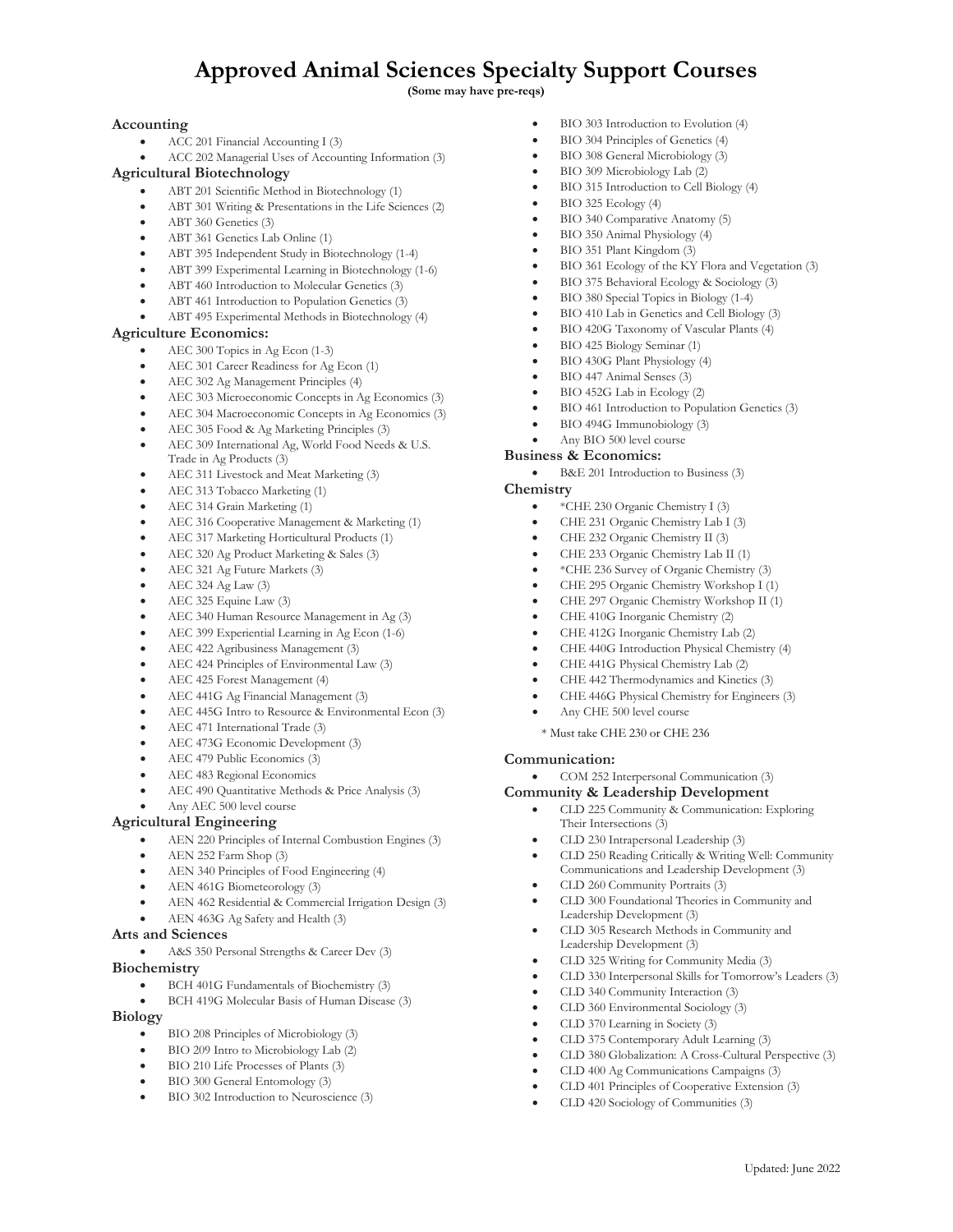# Approved Animal Sciences Specialty Support Courses

**(Some may have pre-reqs)**

### Accounting

- ACC 201 Financial Accounting I (3)
- ACC 202 Managerial Uses of Accounting Information (3)

### Agricultural Biotechnology

- ABT 201 Scientific Method in Biotechnology (1)
- ABT 301 Writing & Presentations in the Life Sciences (2)
- ABT 360 Genetics (3)
- ABT 361 Genetics Lab Online (1)
- ABT 395 Independent Study in Biotechnology (1-4)
- ABT 399 Experimental Learning in Biotechnology (1-6)
- ABT 460 Introduction to Molecular Genetics (3)
- ABT 461 Introduction to Population Genetics (3)
- ABT 495 Experimental Methods in Biotechnology (4)

### Agriculture Economics:

- AEC 300 Topics in Ag Econ (1-3)
- AEC 301 Career Readiness for Ag Econ (1)
- AEC 302 Ag Management Principles (4)
- AEC 303 Microeconomic Concepts in Ag Economics (3)
- AEC 304 Macroeconomic Concepts in Ag Economics (3)
- AEC 305 Food & Ag Marketing Principles (3)
- AEC 309 International Ag, World Food Needs & U.S. Trade in Ag Products (3)
- AEC 311 Livestock and Meat Marketing (3)
- AEC 313 Tobacco Marketing (1)
- AEC 314 Grain Marketing (1)
- AEC 316 Cooperative Management & Marketing (1)
- AEC 317 Marketing Horticultural Products (1)
- AEC 320 Ag Product Marketing & Sales (3)
- AEC 321 Ag Future Markets (3)
- AEC 324 Ag Law (3)
- AEC 325 Equine Law (3)
- AEC 340 Human Resource Management in Ag (3)
- AEC 399 Experiential Learning in Ag Econ (1-6)
- AEC 422 Agribusiness Management (3)
- AEC 424 Principles of Environmental Law (3)
- AEC 425 Forest Management (4)
- AEC 441G Ag Financial Management (3)
- AEC 445G Intro to Resource & Environmental Econ (3)
- AEC 471 International Trade (3)
- AEC 473G Economic Development (3)
- AEC 479 Public Economics (3)
- AEC 483 Regional Economics
- AEC 490 Quantitative Methods & Price Analysis (3)
- Any AEC 500 level course

### Agricultural Engineering

- AEN 220 Principles of Internal Combustion Engines (3)
- AEN 252 Farm Shop (3)
- AEN 340 Principles of Food Engineering (4)
- AEN 461G Biometeorology (3)
- AEN 462 Residential & Commercial Irrigation Design (3)
- AEN 463G Ag Safety and Health (3)

### Arts and Sciences

- A&S 350 Personal Strengths & Career Dev (3)

### Biochemistry

- BCH 401G Fundamentals of Biochemistry (3)
- BCH 419G Molecular Basis of Human Disease (3)

### Biology

- BIO 208 Principles of Microbiology (3)
- BIO 209 Intro to Microbiology Lab (2)
- BIO 210 Life Processes of Plants (3)
- BIO 300 General Entomology (3)
- BIO 302 Introduction to Neuroscience (3)
- BIO 303 Introduction to Evolution (4)
- BIO 304 Principles of Genetics (4)
- BIO 308 General Microbiology (3)
- BIO 309 Microbiology Lab (2)
- BIO 315 Introduction to Cell Biology (4)
- BIO 325 Ecology (4)
- BIO 340 Comparative Anatomy (5)
- BIO 350 Animal Physiology (4)
- BIO 351 Plant Kingdom (3)
- BIO 361 Ecology of the KY Flora and Vegetation (3)
- BIO 375 Behavioral Ecology & Sociology (3)
- BIO 380 Special Topics in Biology (1-4)
- BIO 410 Lab in Genetics and Cell Biology (3)
- BIO 420G Taxonomy of Vascular Plants (4)
- BIO 425 Biology Seminar (1)
- BIO 430G Plant Physiology (4)
- BIO 447 Animal Senses (3)
- BIO 452G Lab in Ecology (2)
- BIO 461 Introduction to Population Genetics (3)
- BIO 494G Immunobiology (3)
- Any BIO 500 level course

### Business & Economics:

- B&E 201 Introduction to Business (3)

### Chemistry

- *CHE 230 Organic Chemistry I (3)
- CHE 231 Organic Chemistry Lab I (3)
- CHE 232 Organic Chemistry II (3)
- CHE 233 Organic Chemistry Lab II (1)
- *CHE 236 Survey of Organic Chemistry (3)
- CHE 295 Organic Chemistry Workshop I (1)
- CHE 297 Organic Chemistry Workshop II (1)
- CHE 410G Inorganic Chemistry (2)
- CHE 412G Inorganic Chemistry Lab (2)
- CHE 440G Introduction Physical Chemistry (4)
- CHE 441G Physical Chemistry Lab (2)
- CHE 442 Thermodynamics and Kinetics (3)
- CHE 446G Physical Chemistry for Engineers (3)
- Any CHE 500 level course

\* Must take CHE 230 or CHE 236

### Communication:

- COM 252 Interpersonal Communication (3)

### Community & Leadership Development

- CLD 225 Community & Communication: Exploring Their Intersections (3)
- CLD 230 Intrapersonal Leadership (3)
- CLD 250 Reading Critically & Writing Well: Community Communications and Leadership Development (3)
- CLD 260 Community Portraits (3)
- CLD 300 Foundational Theories in Community and Leadership Development (3)
- CLD 305 Research Methods in Community and Leadership Development (3)
- CLD 325 Writing for Community Media (3)
- CLD 330 Interpersonal Skills for Tomorrow's Leaders (3)
- CLD 340 Community Interaction (3)
- CLD 360 Environmental Sociology (3)
- CLD 370 Learning in Society (3)
- CLD 375 Contemporary Adult Learning (3)
- CLD 380 Globalization: A Cross-Cultural Perspective (3)
- CLD 400 Ag Communications Campaigns (3)
- CLD 401 Principles of Cooperative Extension (3)
- CLD 420 Sociology of Communities (3)

Updated: June 2022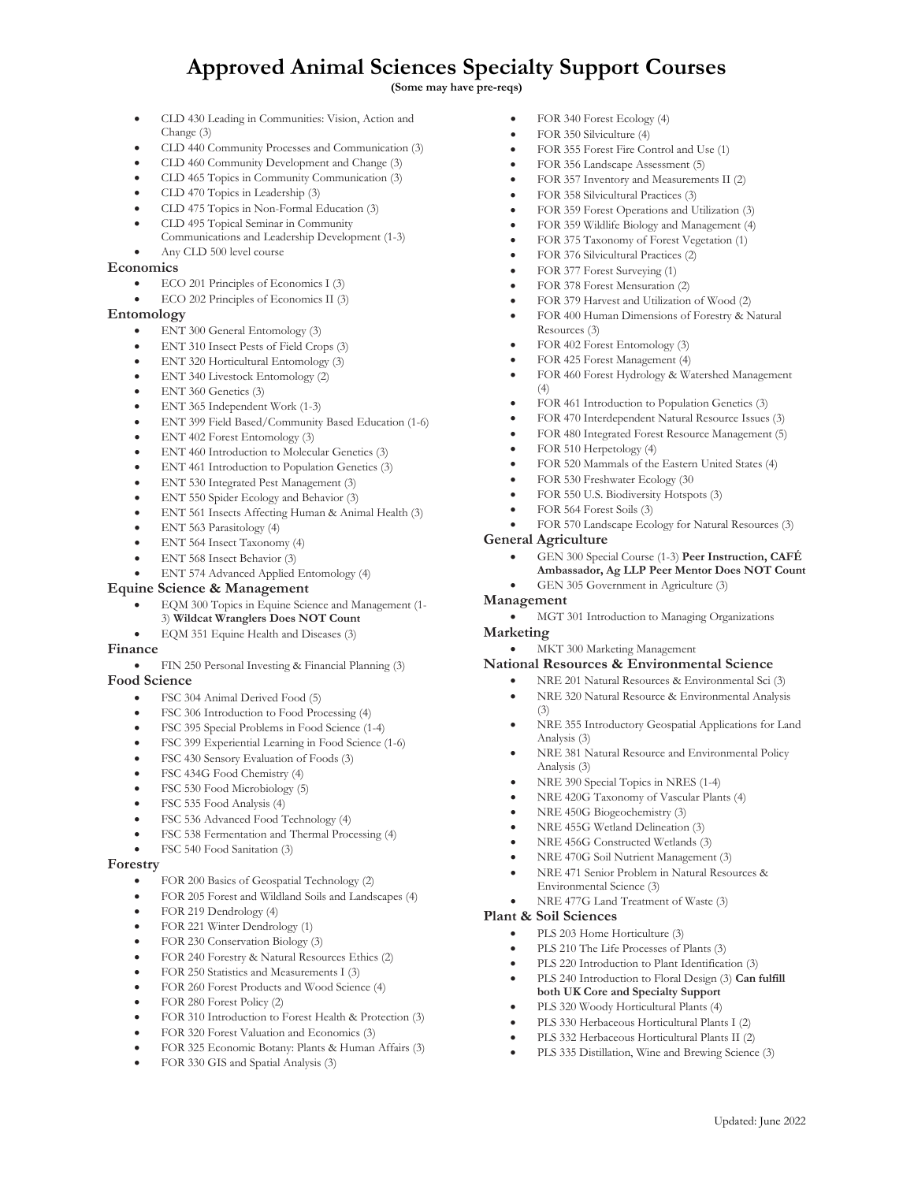# Approved Animal Sciences Specialty Support Courses

**(Some may have pre-reqs)**

- CLD 430 Leading in Communities: Vision, Action and Change (3)
- CLD 440 Community Processes and Communication (3)
- CLD 460 Community Development and Change (3)
- CLD 465 Topics in Community Communication (3)
- CLD 470 Topics in Leadership (3)
- CLD 475 Topics in Non-Formal Education (3)
- CLD 495 Topical Seminar in Community Communications and Leadership Development (1-3)
- Any CLD 500 level course

### Economics

- ECO 201 Principles of Economics I (3)
- ECO 202 Principles of Economics II (3)

### Entomology

- ENT 300 General Entomology (3)
- ENT 310 Insect Pests of Field Crops (3)
- ENT 320 Horticultural Entomology (3)
- ENT 340 Livestock Entomology (2)
- ENT 360 Genetics (3)
- ENT 365 Independent Work (1-3)
- ENT 399 Field Based/Community Based Education (1-6)
- ENT 402 Forest Entomology (3)
- ENT 460 Introduction to Molecular Genetics (3)
- ENT 461 Introduction to Population Genetics (3)
- ENT 530 Integrated Pest Management (3)
- ENT 550 Spider Ecology and Behavior (3)
- ENT 561 Insects Affecting Human & Animal Health (3)
- ENT 563 Parasitology (4)
- ENT 564 Insect Taxonomy (4)
- ENT 568 Insect Behavior (3)
- ENT 574 Advanced Applied Entomology (4)

### Equine Science & Management

- EQM 300 Topics in Equine Science and Management (1-3) **Wildcat Wranglers Does NOT Count**
- EQM 351 Equine Health and Diseases (3)

### Finance

- FIN 250 Personal Investing & Financial Planning (3)

### Food Science

- FSC 304 Animal Derived Food (5)
- FSC 306 Introduction to Food Processing (4)
- FSC 395 Special Problems in Food Science (1-4)
- FSC 399 Experiential Learning in Food Science (1-6)
- FSC 430 Sensory Evaluation of Foods (3)
- FSC 434G Food Chemistry (4)
- FSC 530 Food Microbiology (5)
- FSC 535 Food Analysis (4)
- FSC 536 Advanced Food Technology (4)
- FSC 538 Fermentation and Thermal Processing (4)
- FSC 540 Food Sanitation (3)

### Forestry

- FOR 200 Basics of Geospatial Technology (2)
- FOR 205 Forest and Wildland Soils and Landscapes (4)
- FOR 219 Dendrology (4)
- FOR 221 Winter Dendrology (1)
- FOR 230 Conservation Biology (3)
- FOR 240 Forestry & Natural Resources Ethics (2)
- FOR 250 Statistics and Measurements I (3)
- FOR 260 Forest Products and Wood Science (4)
- FOR 280 Forest Policy (2)
- FOR 310 Introduction to Forest Health & Protection (3)
- FOR 320 Forest Valuation and Economics (3)
- FOR 325 Economic Botany: Plants & Human Affairs (3)
- FOR 330 GIS and Spatial Analysis (3)
- FOR 340 Forest Ecology (4)
- FOR 350 Silviculture (4)
- FOR 355 Forest Fire Control and Use (1)
- FOR 356 Landscape Assessment (5)
- FOR 357 Inventory and Measurements II (2)
- FOR 358 Silvicultural Practices (3)
- FOR 359 Forest Operations and Utilization (3)
- FOR 359 Wildlife Biology and Management (4)
- FOR 375 Taxonomy of Forest Vegetation (1)
- FOR 376 Silvicultural Practices (2)
- FOR 377 Forest Surveying (1)
- FOR 378 Forest Mensuration (2)
- FOR 379 Harvest and Utilization of Wood (2)
- FOR 400 Human Dimensions of Forestry & Natural Resources (3)
- FOR 402 Forest Entomology (3)
- FOR 425 Forest Management (4)
- FOR 460 Forest Hydrology & Watershed Management (4)
- FOR 461 Introduction to Population Genetics (3)
- FOR 470 Interdependent Natural Resource Issues (3)
- FOR 480 Integrated Forest Resource Management (5)
- FOR 510 Herpetology (4)
- FOR 520 Mammals of the Eastern United States (4)
- FOR 530 Freshwater Ecology (30
- FOR 550 U.S. Biodiversity Hotspots (3)
- FOR 564 Forest Soils (3)
- FOR 570 Landscape Ecology for Natural Resources (3)

### General Agriculture

- GEN 300 Special Course (1-3) **Peer Instruction, CAFÉ Ambassador, Ag LLP Peer Mentor Does NOT Count**
- GEN 305 Government in Agriculture (3)

### Management

- MGT 301 Introduction to Managing Organizations

### Marketing

- MKT 300 Marketing Management

### National Resources & Environmental Science

- NRE 201 Natural Resources & Environmental Sci (3)
- NRE 320 Natural Resource & Environmental Analysis (3)
- NRE 355 Introductory Geospatial Applications for Land Analysis (3)
- NRE 381 Natural Resource and Environmental Policy Analysis (3)
- NRE 390 Special Topics in NRES (1-4)
- NRE 420G Taxonomy of Vascular Plants (4)
- NRE 450G Biogeochemistry (3)
- NRE 455G Wetland Delineation (3)
- NRE 456G Constructed Wetlands (3)
- NRE 470G Soil Nutrient Management (3)
- NRE 471 Senior Problem in Natural Resources & Environmental Science (3)
- NRE 477G Land Treatment of Waste (3)

### Plant & Soil Sciences

- PLS 203 Home Horticulture (3)
- PLS 210 The Life Processes of Plants (3)
- PLS 220 Introduction to Plant Identification (3)
- PLS 240 Introduction to Floral Design (3) **Can fulfill both UK Core and Specialty Support**
- PLS 320 Woody Horticultural Plants (4)
- PLS 330 Herbaceous Horticultural Plants I (2)
- PLS 332 Herbaceous Horticultural Plants II (2)
- PLS 335 Distillation, Wine and Brewing Science (3)

Updated: June 2022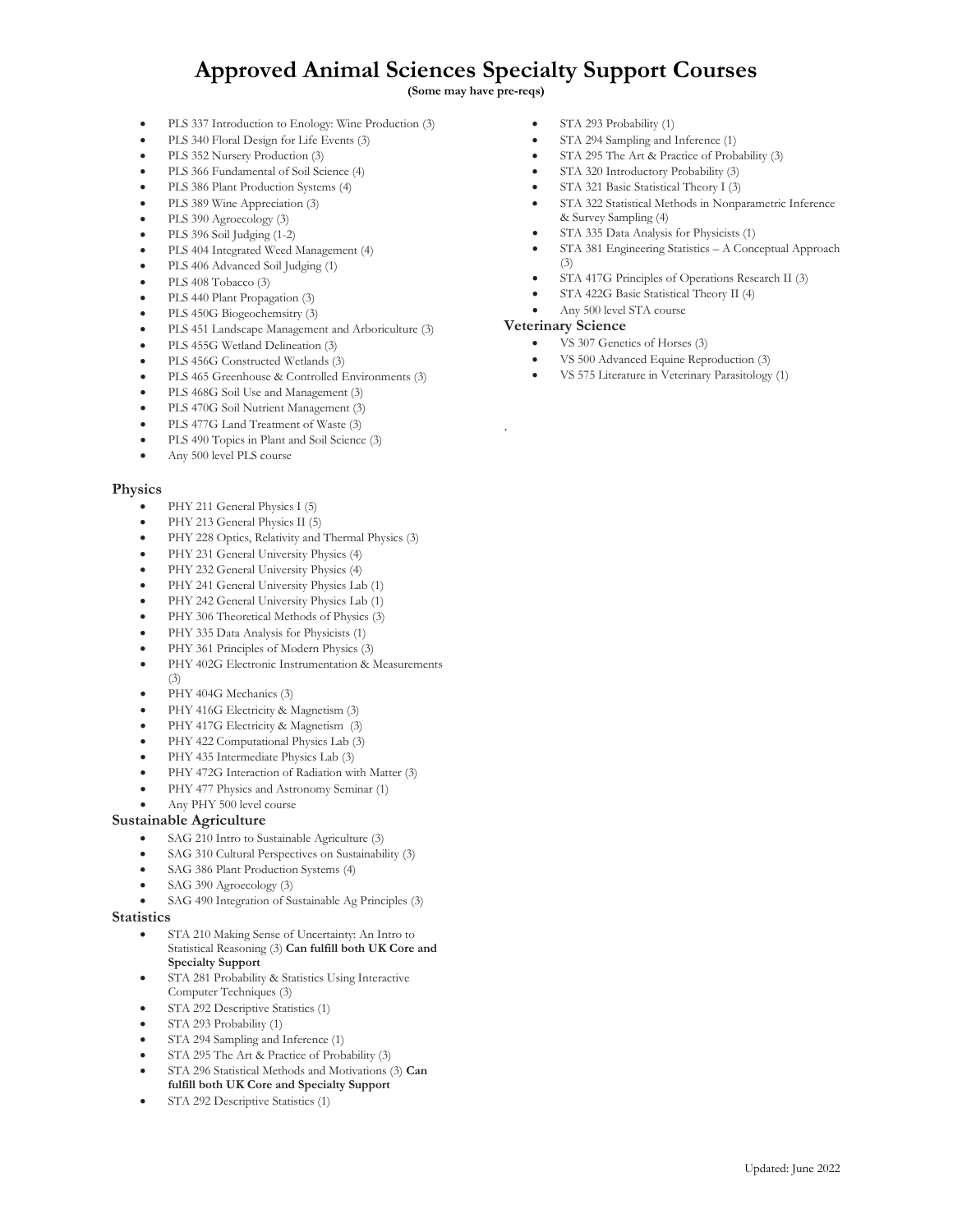# Approved Animal Sciences Specialty Support Courses

**(Some may have pre-reqs)**

- PLS 337 Introduction to Enology: Wine Production (3)
- PLS 340 Floral Design for Life Events (3)
- PLS 352 Nursery Production (3)
- PLS 366 Fundamental of Soil Science (4)
- PLS 386 Plant Production Systems (4)
- PLS 389 Wine Appreciation (3)
- PLS 390 Agroecology (3)
- PLS 396 Soil Judging (1-2)
- PLS 404 Integrated Weed Management (4)
- PLS 406 Advanced Soil Judging (1)
- PLS 408 Tobacco (3)
- PLS 440 Plant Propagation (3)
- PLS 450G Biogeochemsitry (3)
- PLS 451 Landscape Management and Arboriculture (3)
- PLS 455G Wetland Delineation (3)
- PLS 456G Constructed Wetlands (3)
- PLS 465 Greenhouse & Controlled Environments (3)
- PLS 468G Soil Use and Management (3)
- PLS 470G Soil Nutrient Management (3)
- PLS 477G Land Treatment of Waste (3)
- PLS 490 Topics in Plant and Soil Science (3)
- Any 500 level PLS course

### Physics

- PHY 211 General Physics I (5)
- PHY 213 General Physics II (5)
- PHY 228 Optics, Relativity and Thermal Physics (3)
- PHY 231 General University Physics (4)
- PHY 232 General University Physics (4)
- PHY 241 General University Physics Lab (1)
- PHY 242 General University Physics Lab (1)
- PHY 306 Theoretical Methods of Physics (3)
- PHY 335 Data Analysis for Physicists (1)
- PHY 361 Principles of Modern Physics (3)
- PHY 402G Electronic Instrumentation & Measurements (3)
- PHY 404G Mechanics (3)
- PHY 416G Electricity & Magnetism (3)
- PHY 417G Electricity & Magnetism (3)
- PHY 422 Computational Physics Lab (3)
- PHY 435 Intermediate Physics Lab (3)
- PHY 472G Interaction of Radiation with Matter (3)
- PHY 477 Physics and Astronomy Seminar (1)
- Any PHY 500 level course

### Sustainable Agriculture

- SAG 210 Intro to Sustainable Agriculture (3)
- SAG 310 Cultural Perspectives on Sustainability (3)
- SAG 386 Plant Production Systems (4)
- SAG 390 Agroecology (3)
- SAG 490 Integration of Sustainable Ag Principles (3)

### Statistics

- STA 210 Making Sense of Uncertainty: An Intro to Statistical Reasoning (3) **Can fulfill both UK Core and Specialty Support**
- STA 281 Probability & Statistics Using Interactive Computer Techniques (3)
- STA 292 Descriptive Statistics (1)
- STA 293 Probability (1)
- STA 294 Sampling and Inference (1)
- STA 295 The Art & Practice of Probability (3)
- STA 296 Statistical Methods and Motivations (3) **Can fulfill both UK Core and Specialty Support**
- STA 292 Descriptive Statistics (1)
- STA 293 Probability (1)
- STA 294 Sampling and Inference (1)
- STA 295 The Art & Practice of Probability (3)
- STA 320 Introductory Probability (3)
- STA 321 Basic Statistical Theory I (3)
- STA 322 Statistical Methods in Nonparametric Inference & Survey Sampling (4)
- STA 335 Data Analysis for Physicists (1)
- STA 381 Engineering Statistics – A Conceptual Approach (3)
- STA 417G Principles of Operations Research II (3)
- STA 422G Basic Statistical Theory II (4)
- Any 500 level STA course

### Veterinary Science

- VS 307 Genetics of Horses (3)
- VS 500 Advanced Equine Reproduction (3)
- VS 575 Literature in Veterinary Parasitology (1)

.

Updated: June 2022